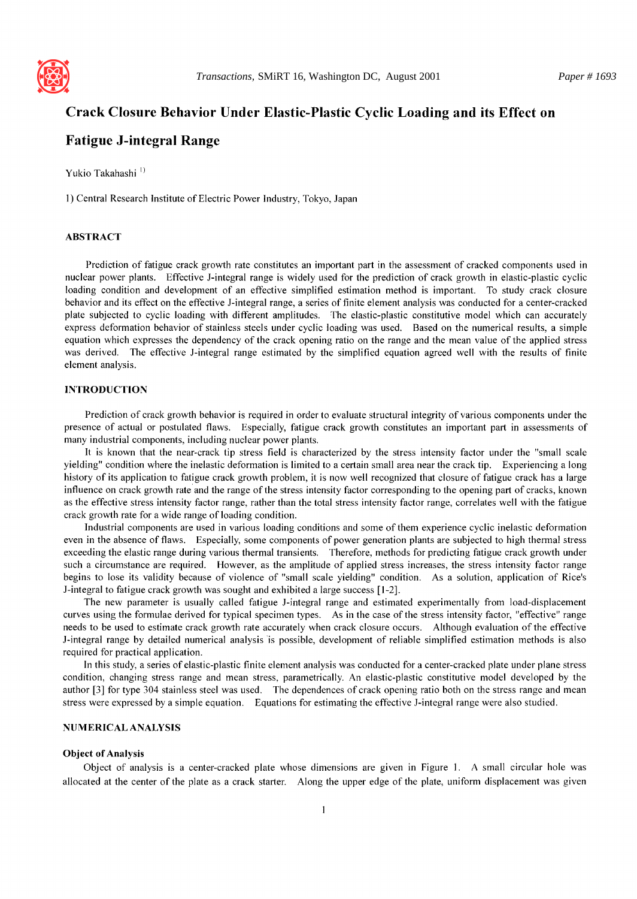# Crack Closure Behavior Under Elastic-Plastic Cyclic Loading and its Effect on Fatigue J-integral Range

Yukio Takahashi [1]

1) Central Research Institute of Electric Power Industry, Tokyo, Japan

## ABSTRACT

Prediction of fatigue crack growth rate constitutes an important part in the assessment of cracked components used in nuclear power plants. Effective J-integral range is widely used for the prediction of crack growth in elastic-plastic cyclic loading condition and development of an effective simplified estimation method is important. To study crack closure behavior and its effect on the effective J-integral range, a series of finite element analysis was conducted for a center-cracked plate subjected to cyclic loading with different amplitudes. The elastic-plastic constitutive model which can accurately express deformation behavior of stainless steels under cyclic loading was used. Based on the numerical results, a simple equation which expresses the dependency of the crack opening ratio on the range and the mean value of the applied stress was derived. The effective J-integral range estimated by the simplified equation agreed well with the results of finite element analysis.

## INTRODUCTION

Prediction of crack growth behavior is required in order to evaluate structural integrity of various components under the presence of actual or postulated flaws. Especially, fatigue crack growth constitutes an important part in assessments of many industrial components, including nuclear power plants.

It is known that the near-crack tip stress field is characterized by the stress intensity factor under the "small scale yielding" condition where the inelastic deformation is limited to a certain small area near the crack tip. Experiencing a long history of its application to fatigue crack growth problem, it is now well recognized that closure of fatigue crack has a large influence on crack growth rate and the range of the stress intensity factor corresponding to the opening part of cracks, known as the effective stress intensity factor range, rather than the total stress intensity factor range, correlates well with the fatigue crack growth rate for a wide range of loading condition.

Industrial components are used in various loading conditions and some of them experience cyclic inelastic deformation even in the absence of flaws. Especially, some components of power generation plants are subjected to high thermal stress exceeding the elastic range during various thermal transients. Therefore, methods for predicting fatigue crack growth under such a circumstance are required. However, as the amplitude of applied stress increases, the stress intensity factor range begins to lose its validity because of violence of "small scale yielding" condition. As a solution, application of Rice's J-integral to fatigue crack growth was sought and exhibited a large success [1-2].

The new parameter is usually called fatigue J-integral range and estimated experimentally from load-displacement curves using the formulae derived for typical specimen types. As in the case of the stress intensity factor, "effective" range needs to be used to estimate crack growth rate accurately when crack closure occurs. Although evaluation of the effective J-integral range by detailed numerical analysis is possible, development of reliable simplified estimation methods is also required for practical application.

In this study, a series of elastic-plastic finite element analysis was conducted for a center-cracked plate under plane stress condition, changing stress range and mean stress, parametrically. An elastic-plastic constitutive model developed by the author [3] for type 304 stainless steel was used. The dependences of crack opening ratio both on the stress range and mean stress were expressed by a simple equation. Equations for estimating the effective J-integral range were also studied.

## NUMERICAL ANALYSIS

### Object of Analysis

Object of analysis is a center-cracked plate whose dimensions are given in Figure 1. A small circular hole was allocated at the center of the plate as a crack starter. Along the upper edge of the plate, uniform displacement was given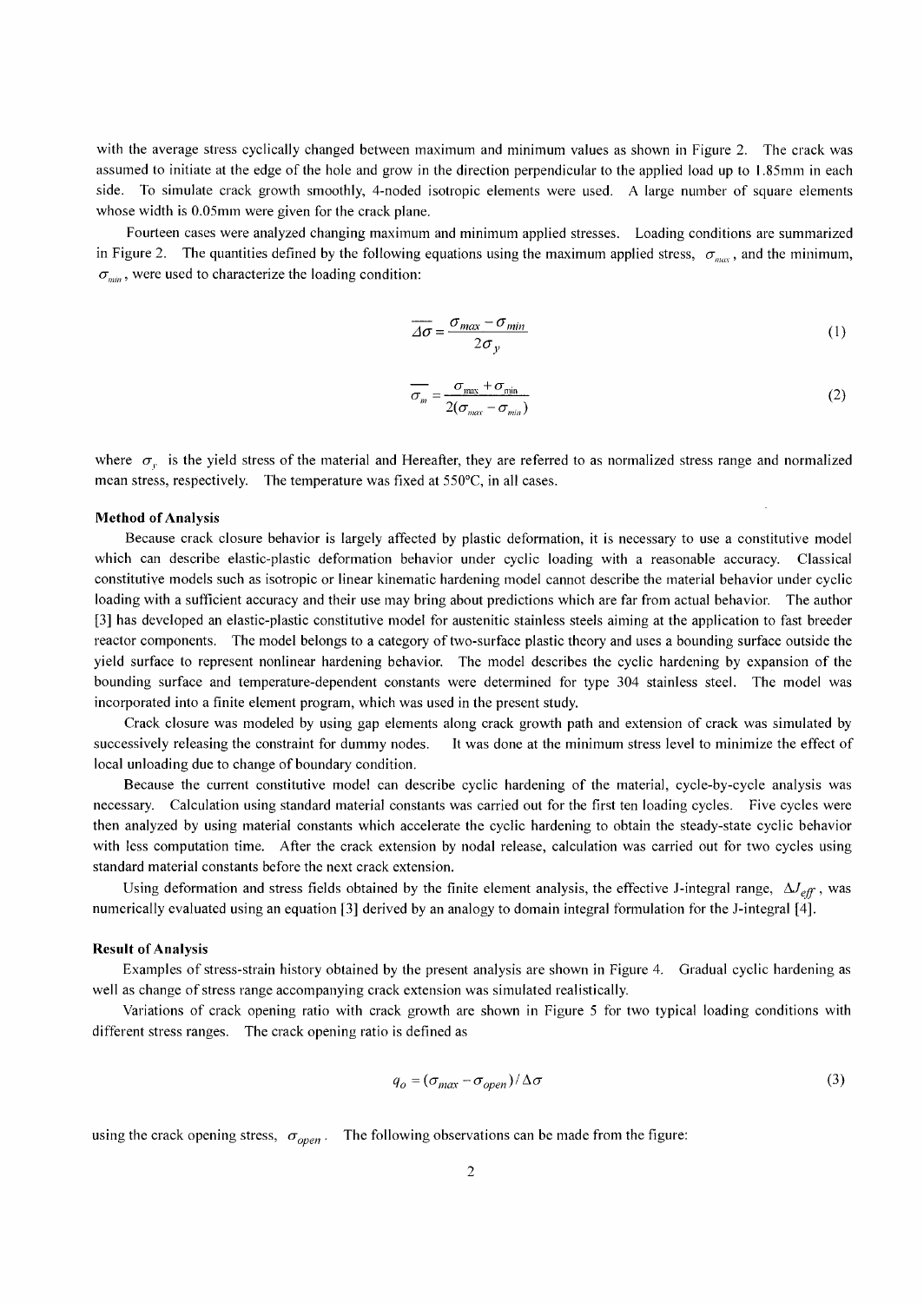with the average stress cyclically changed between maximum and minimum values as shown in Figure 2. The crack was assumed to initiate at the edge of the hole and grow in the direction perpendicular to the applied load up to 1.85mm in each side. To simulate crack growth smoothly, 4-noded isotropic elements were used. A large number of square elements whose width is 0.05mm were given for the crack plane.

Fourteen cases were analyzed changing maximum and minimum applied stresses. Loading conditions are summarized in Figure 2. The quantities defined by the following equations using the maximum applied stress, $\sigma_{max}$, and the minimum, $\sigma_{min}$, were used to characterize the loading condition:

$$\overline{\Delta\sigma} = \frac{\sigma_{max} - \sigma_{min}}{2\sigma_y} \tag{1}$$

$$\overline{\sigma_m} = \frac{\sigma_{max} + \sigma_{min}}{2(\sigma_{max} - \sigma_{min})} \tag{2}$$

where $\sigma_y$ is the yield stress of the material and Hereafter, they are referred to as normalized stress range and normalized mean stress, respectively. The temperature was fixed at 550°C, in all cases.

### Method of Analysis

Because crack closure behavior is largely affected by plastic deformation, it is necessary to use a constitutive model which can describe elastic-plastic deformation behavior under cyclic loading with a reasonable accuracy. Classical constitutive models such as isotropic or linear kinematic hardening model cannot describe the material behavior under cyclic loading with a sufficient accuracy and their use may bring about predictions which are far from actual behavior. The author [3] has developed an elastic-plastic constitutive model for austenitic stainless steels aiming at the application to fast breeder reactor components. The model belongs to a category of two-surface plastic theory and uses a bounding surface outside the yield surface to represent nonlinear hardening behavior. The model describes the cyclic hardening by expansion of the bounding surface and temperature-dependent constants were determined for type 304 stainless steel. The model was incorporated into a finite element program, which was used in the present study.

Crack closure was modeled by using gap elements along crack growth path and extension of crack was simulated by successively releasing the constraint for dummy nodes. It was done at the minimum stress level to minimize the effect of local unloading due to change of boundary condition.

Because the current constitutive model can describe cyclic hardening of the material, cycle-by-cycle analysis was necessary. Calculation using standard material constants was carried out for the first ten loading cycles. Five cycles were then analyzed by using material constants which accelerate the cyclic hardening to obtain the steady-state cyclic behavior with less computation time. After the crack extension by nodal release, calculation was carried out for two cycles using standard material constants before the next crack extension.

Using deformation and stress fields obtained by the finite element analysis, the effective J-integral range, $\Delta J_{eff}$, was numerically evaluated using an equation [3] derived by an analogy to domain integral formulation for the J-integral [4].

### Result of Analysis

Examples of stress-strain history obtained by the present analysis are shown in Figure 4. Gradual cyclic hardening as well as change of stress range accompanying crack extension was simulated realistically.

Variations of crack opening ratio with crack growth are shown in Figure 5 for two typical loading conditions with different stress ranges. The crack opening ratio is defined as

$$q_o = (\sigma_{max} - \sigma_{open}) / \Delta\sigma \tag{3}$$

using the crack opening stress, $\sigma_{open}$. The following observations can be made from the figure: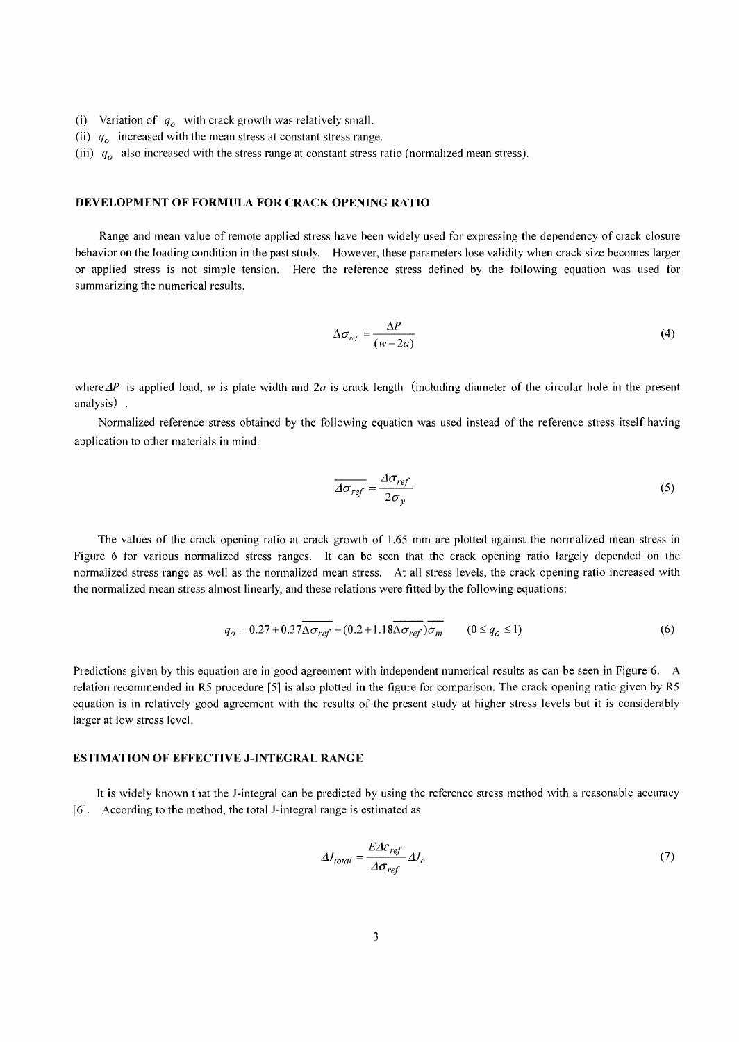(i) Variation of $q_o$ with crack growth was relatively small.
(ii) $q_o$ increased with the mean stress at constant stress range.
(iii) $q_o$ also increased with the stress range at constant stress ratio (normalized mean stress).

## DEVELOPMENT OF FORMULA FOR CRACK OPENING RATIO

Range and mean value of remote applied stress have been widely used for expressing the dependency of crack closure behavior on the loading condition in the past study. However, these parameters lose validity when crack size becomes larger or applied stress is not simple tension. Here the reference stress defined by the following equation was used for summarizing the numerical results.

$$\Delta\sigma_{ref} = \frac{\Delta P}{(w - 2a)} \tag{4}$$

where $\Delta P$ is applied load, $w$ is plate width and $2a$ is crack length (including diameter of the circular hole in the present analysis).

Normalized reference stress obtained by the following equation was used instead of the reference stress itself having application to other materials in mind.

$$\overline{\Delta\sigma_{ref}} = \frac{\Delta\sigma_{ref}}{2\sigma_y} \tag{5}$$

The values of the crack opening ratio at crack growth of 1.65 mm are plotted against the normalized mean stress in Figure 6 for various normalized stress ranges. It can be seen that the crack opening ratio largely depended on the normalized stress range as well as the normalized mean stress. At all stress levels, the crack opening ratio increased with the normalized mean stress almost linearly, and these relations were fitted by the following equations:

$$q_o = 0.27 + 0.37\overline{\Delta\sigma_{ref}} + (0.2 + 1.18\overline{\Delta\sigma_{ref}})\overline{\sigma_m} \qquad (0 \leq q_o \leq 1) \tag{6}$$

Predictions given by this equation are in good agreement with independent numerical results as can be seen in Figure 6. A relation recommended in R5 procedure [5] is also plotted in the figure for comparison. The crack opening ratio given by R5 equation is in relatively good agreement with the results of the present study at higher stress levels but it is considerably larger at low stress level.

## ESTIMATION OF EFFECTIVE J-INTEGRAL RANGE

It is widely known that the J-integral can be predicted by using the reference stress method with a reasonable accuracy [6]. According to the method, the total J-integral range is estimated as

$$\Delta J_{total} = \frac{E\Delta\varepsilon_{ref}}{\Delta\sigma_{ref}}\Delta J_e \tag{7}$$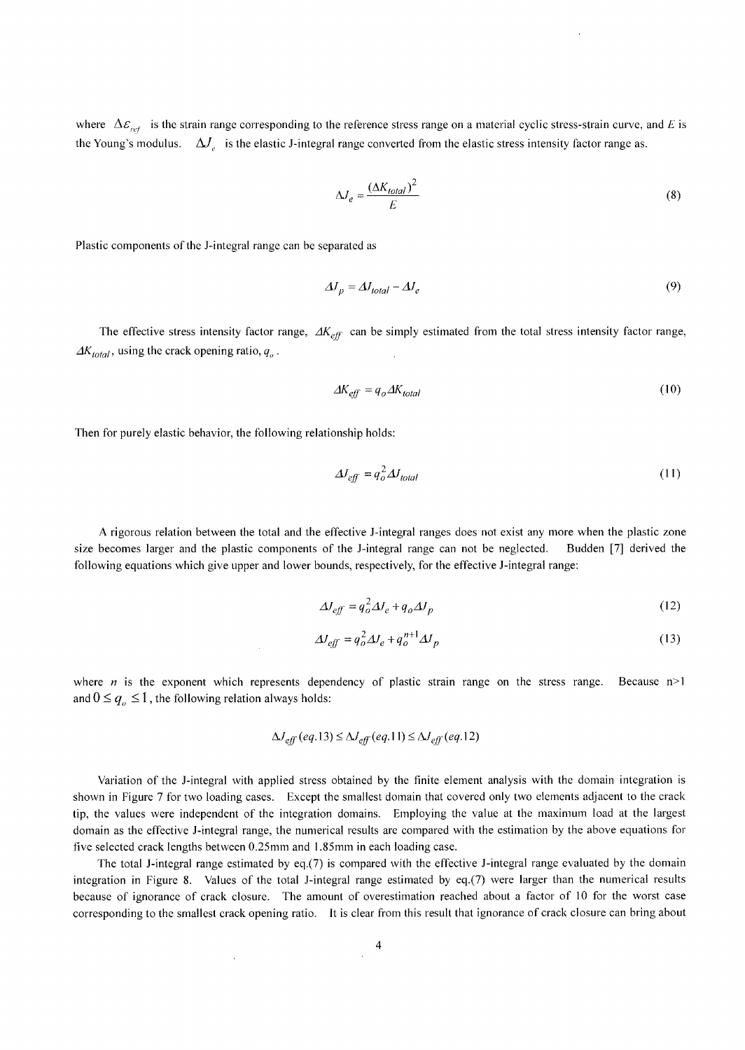where $\Delta\varepsilon_{ref}$ is the strain range corresponding to the reference stress range on a material cyclic stress-strain curve, and $E$ is the Young's modulus. $\Delta J_e$ is the elastic J-integral range converted from the elastic stress intensity factor range as.

$$\Delta J_e = \frac{(\Delta K_{total})^2}{E} \tag{8}$$

Plastic components of the J-integral range can be separated as

$$\Delta J_p = \Delta J_{total} - \Delta J_e \tag{9}$$

The effective stress intensity factor range, $\Delta K_{eff}$ can be simply estimated from the total stress intensity factor range, $\Delta K_{total}$, using the crack opening ratio, $q_o$.

$$\Delta K_{eff} = q_o \Delta K_{total} \tag{10}$$

Then for purely elastic behavior, the following relationship holds:

$$\Delta J_{eff} = q_o^2 \Delta J_{total} \tag{11}$$

A rigorous relation between the total and the effective J-integral ranges does not exist any more when the plastic zone size becomes larger and the plastic components of the J-integral range can not be neglected. Budden [7] derived the following equations which give upper and lower bounds, respectively, for the effective J-integral range:

$$\Delta J_{eff} = q_o^2 \Delta J_e + q_o \Delta J_p \tag{12}$$

$$\Delta J_{eff} = q_o^2 \Delta J_e + q_o^{n+1} \Delta J_p \tag{13}$$

where $n$ is the exponent which represents dependency of plastic strain range on the stress range. Because $n>1$ and $0 \le q_o \le 1$, the following relation always holds:

$$\Delta J_{eff}(eq.13) \le \Delta J_{eff}(eq.11) \le \Delta J_{eff}(eq.12)$$

Variation of the J-integral with applied stress obtained by the finite element analysis with the domain integration is shown in Figure 7 for two loading cases. Except the smallest domain that covered only two elements adjacent to the crack tip, the values were independent of the integration domains. Employing the value at the maximum load at the largest domain as the effective J-integral range, the numerical results are compared with the estimation by the above equations for five selected crack lengths between 0.25mm and 1.85mm in each loading case.

The total J-integral range estimated by eq.(7) is compared with the effective J-integral range evaluated by the domain integration in Figure 8. Values of the total J-integral range estimated by eq.(7) were larger than the numerical results because of ignorance of crack closure. The amount of overestimation reached about a factor of 10 for the worst case corresponding to the smallest crack opening ratio. It is clear from this result that ignorance of crack closure can bring about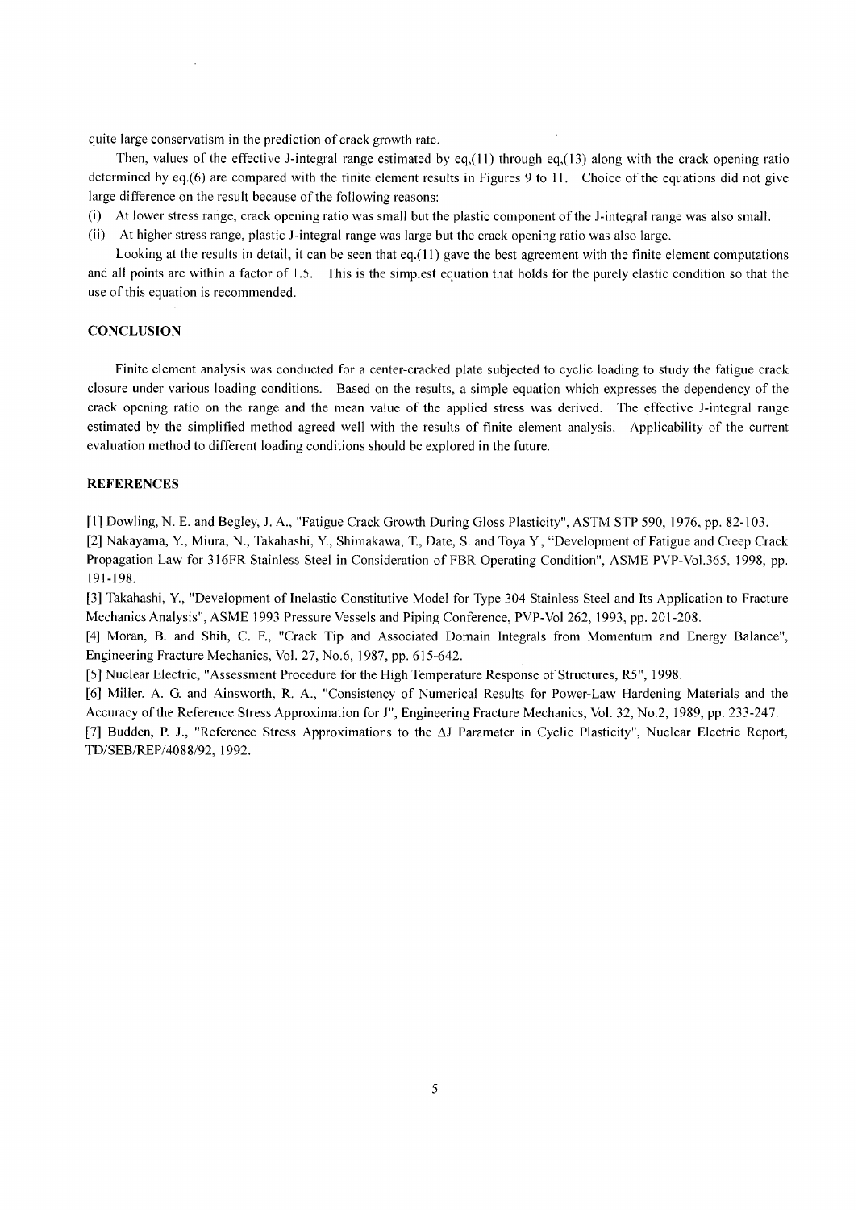quite large conservatism in the prediction of crack growth rate.

Then, values of the effective J-integral range estimated by eq,(11) through eq,(13) along with the crack opening ratio determined by eq.(6) are compared with the finite element results in Figures 9 to 11. Choice of the equations did not give large difference on the result because of the following reasons:

(i) At lower stress range, crack opening ratio was small but the plastic component of the J-integral range was also small.

(ii) At higher stress range, plastic J-integral range was large but the crack opening ratio was also large.

Looking at the results in detail, it can be seen that eq.(11) gave the best agreement with the finite element computations and all points are within a factor of 1.5. This is the simplest equation that holds for the purely elastic condition so that the use of this equation is recommended.

## CONCLUSION

Finite element analysis was conducted for a center-cracked plate subjected to cyclic loading to study the fatigue crack closure under various loading conditions. Based on the results, a simple equation which expresses the dependency of the crack opening ratio on the range and the mean value of the applied stress was derived. The effective J-integral range estimated by the simplified method agreed well with the results of finite element analysis. Applicability of the current evaluation method to different loading conditions should be explored in the future.

## REFERENCES

[1] Dowling, N. E. and Begley, J. A., "Fatigue Crack Growth During Gloss Plasticity", ASTM STP 590, 1976, pp. 82-103.

[2] Nakayama, Y., Miura, N., Takahashi, Y., Shimakawa, T., Date, S. and Toya Y., "Development of Fatigue and Creep Crack Propagation Law for 316FR Stainless Steel in Consideration of FBR Operating Condition", ASME PVP-Vol.365, 1998, pp. 191-198.

[3] Takahashi, Y., "Development of Inelastic Constitutive Model for Type 304 Stainless Steel and Its Application to Fracture Mechanics Analysis", ASME 1993 Pressure Vessels and Piping Conference, PVP-Vol 262, 1993, pp. 201-208.

[4] Moran, B. and Shih, C. F., "Crack Tip and Associated Domain Integrals from Momentum and Energy Balance", Engineering Fracture Mechanics, Vol. 27, No.6, 1987, pp. 615-642.

[5] Nuclear Electric, "Assessment Procedure for the High Temperature Response of Structures, R5", 1998.

[6] Miller, A. G. and Ainsworth, R. A., "Consistency of Numerical Results for Power-Law Hardening Materials and the Accuracy of the Reference Stress Approximation for J", Engineering Fracture Mechanics, Vol. 32, No.2, 1989, pp. 233-247.

[7] Budden, P. J., "Reference Stress Approximations to the $\Delta J$ Parameter in Cyclic Plasticity", Nuclear Electric Report, TD/SEB/REP/4088/92, 1992.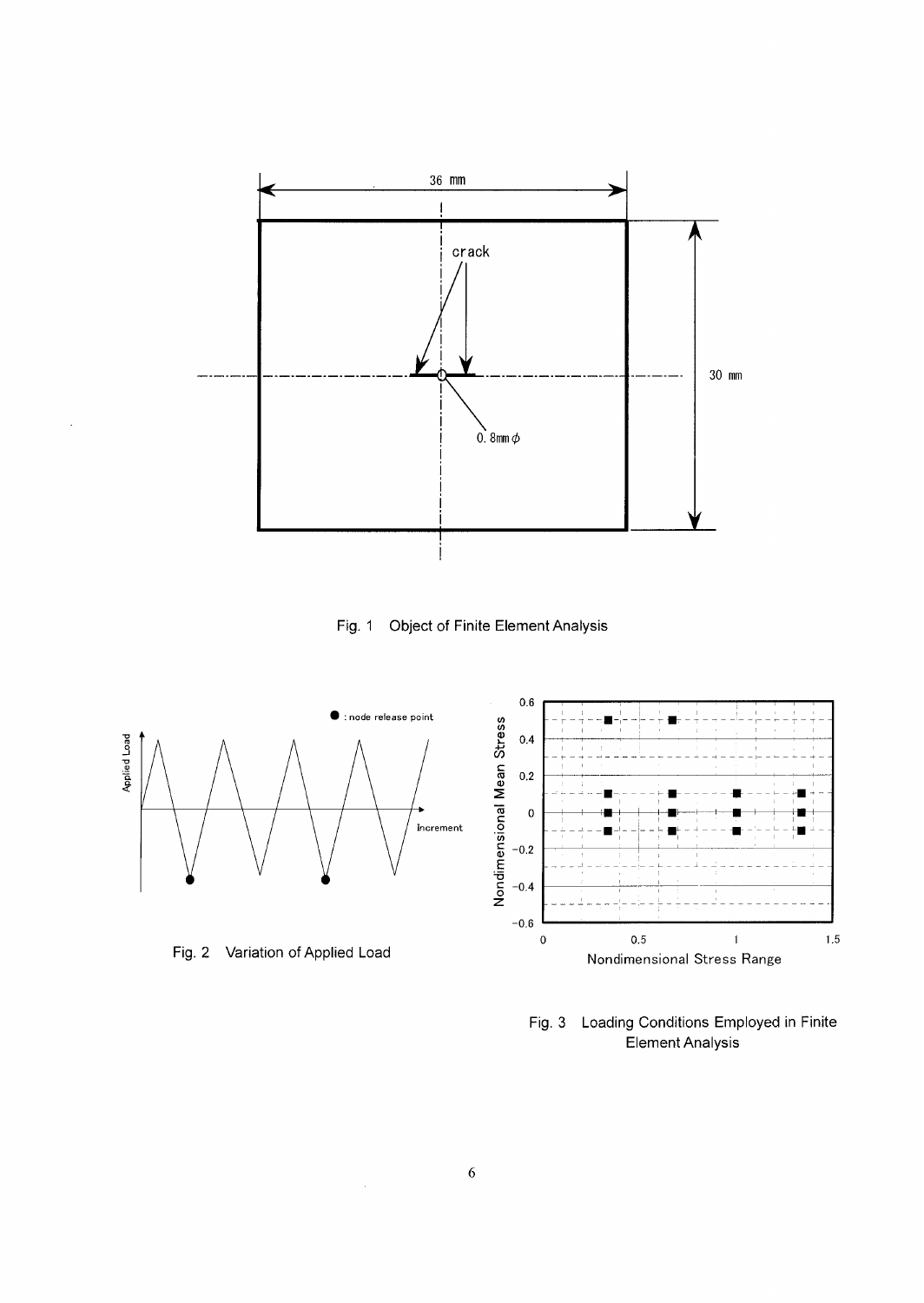Fig. 1 Object of Finite Element Analysis

Fig. 2 Variation of Applied Load

Fig. 3 Loading Conditions Employed in Finite Element Analysis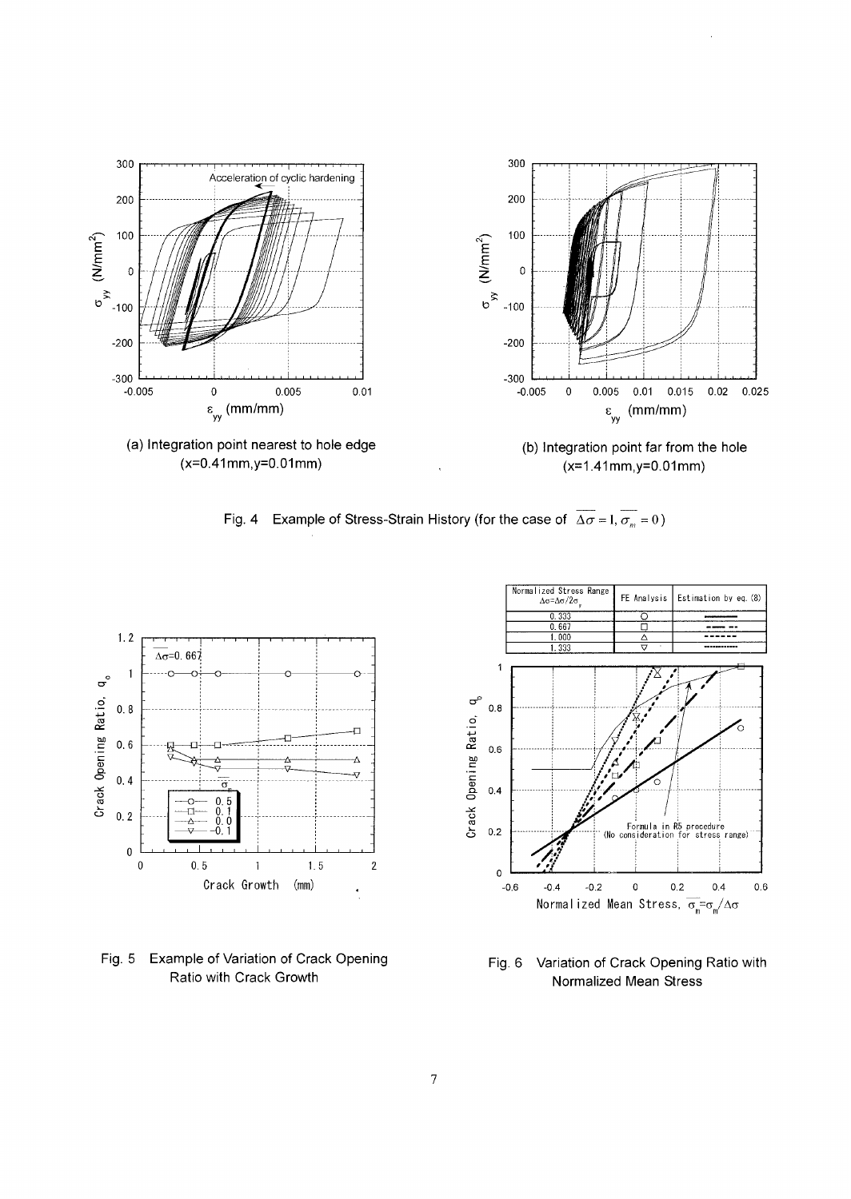(a) Integration point nearest to hole edge (x=0.41mm,y=0.01mm)

(b) Integration point far from the hole (x=1.41mm,y=0.01mm)

Fig. 4 Example of Stress-Strain History (for the case of $\overline{\Delta\sigma} = 1, \overline{\sigma_m} = 0$)

Fig. 5 Example of Variation of Crack Opening Ratio with Crack Growth

| Normalized Stress Range $\Delta\sigma = \Delta\sigma/2\sigma_y$ | FE Analysis | Estimation by eq. (8) |
|---|---|---|
| 0.333 | ○ | ———— |
| 0.667 | □ | — — — |
| 1.000 | △ | - - - - - |
| 1.333 | ▽ | ········· |

Fig. 6 Variation of Crack Opening Ratio with Normalized Mean Stress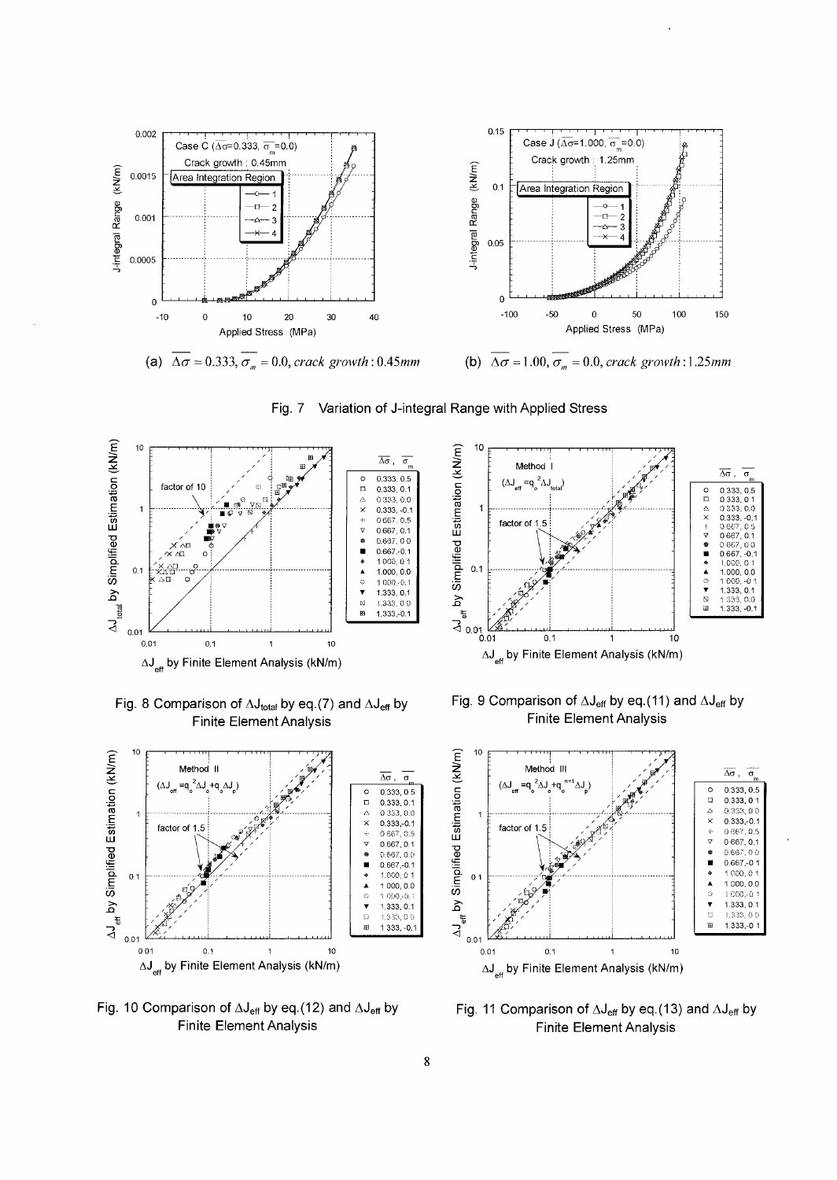Case C ($\overline{\Delta\sigma}$=0.333, $\overline{\sigma_m}$=0.0)
Crack growth : 0.45mm
Area Integration Region
1
2
3
4
J-integral Range (kN/m)
0.002
0.0015
0.001
0.0005
0
-10 0 10 20 30 40
Applied Stress (MPa)

(a) $\overline{\Delta\sigma} = 0.333, \overline{\sigma_m} = 0.0,$ *crack growth* : 0.45*mm*

Case J ($\overline{\Delta\sigma}$=1.000, $\overline{\sigma_m}$=0.0)
Crack growth : 1.25mm
Area Integration Region
1
2
3
4
J-integral Range (kN/m)
0.15
0.1
0.05
0
-100 -50 0 50 100 150
Applied Stress (MPa)

(b) $\overline{\Delta\sigma} = 1.00, \overline{\sigma_m} = 0.0,$ *crack growth* : 1.25*mm*

Fig. 7 Variation of J-integral Range with Applied Stress

factor of 10
$\Delta J_{total}$ by Simplified Estimation (kN/m)
$\Delta J_{eff}$ by Finite Element Analysis (kN/m)
0.01 0.1 1 10

$\overline{\Delta\sigma}$, $\overline{\sigma_m}$
0.333, 0.5
0.333, 0.1
0.333, 0.0
0.333, -0.1
0.667, 0.5
0.667, 0.1
0.667, 0.0
0.667, -0.1
1.000, 0.1
1.000, 0.0
1.000, -0.1
1.333, 0.1
1.333, 0.0
1.333, -0.1

Fig. 8 Comparison of $\Delta J_{total}$ by eq.(7) and $\Delta J_{eff}$ by Finite Element Analysis

Method I
($\Delta J_{eff} = q_o^2 \Delta J_{total}$)
factor of 1.5
$\Delta J_{eff}$ by Simplified Estimation (kN/m)
$\Delta J_{eff}$ by Finite Element Analysis (kN/m)
0.01 0.1 1 10

$\overline{\Delta\sigma}$, $\overline{\sigma_m}$
0.333, 0.5
0.333, 0.1
0.333, 0.0
0.333, -0.1
0.667, 0.5
0.667, 0.1
0.667, 0.0
0.667, -0.1
1.000, 0.1
1.000, 0.0
1.000, -0.1
1.333, 0.1
1.333, 0.0
1.333, -0.1

Fig. 9 Comparison of $\Delta J_{eff}$ by eq.(11) and $\Delta J_{eff}$ by Finite Element Analysis

Method II
($\Delta J_{eff} = q_o^2 \Delta J_e + q_o \Delta J_p$)
factor of 1.5
$\Delta J_{eff}$ by Simplified Estimation (kN/m)
$\Delta J_{eff}$ by Finite Element Analysis (kN/m)
0.01 0.1 1 10

$\overline{\Delta\sigma}$, $\overline{\sigma_m}$
0.333, 0.5
0.333, 0.1
0.333, 0.0
0.333, -0.1
0.667, 0.5
0.667, 0.1
0.667, 0.0
0.667, -0.1
1.000, 0.1
1.000, 0.0
1.000, -0.1
1.333, 0.1
1.333, 0.0
1.333, -0.1

Fig. 10 Comparison of $\Delta J_{eff}$ by eq.(12) and $\Delta J_{eff}$ by Finite Element Analysis

Method III
($\Delta J_{eff} = q_o^2 \Delta J_e + q_o^{n+1} \Delta J_p$)
factor of 1.5
$\Delta J_{eff}$ by Simplified Estimation (kN/m)
$\Delta J_{eff}$ by Finite Element Analysis (kN/m)
0.01 0.1 1 10

$\overline{\Delta\sigma}$, $\overline{\sigma_m}$
0.333, 0.5
0.333, 0.1
0.333, 0.0
0.333, -0.1
0.667, 0.5
0.667, 0.1
0.667, 0.0
0.667, -0.1
1.000, 0.1
1.000, 0.0
1.000, -0.1
1.333, 0.1
1.333, 0.0
1.333, -0.1

Fig. 11 Comparison of $\Delta J_{eff}$ by eq.(13) and $\Delta J_{eff}$ by Finite Element Analysis